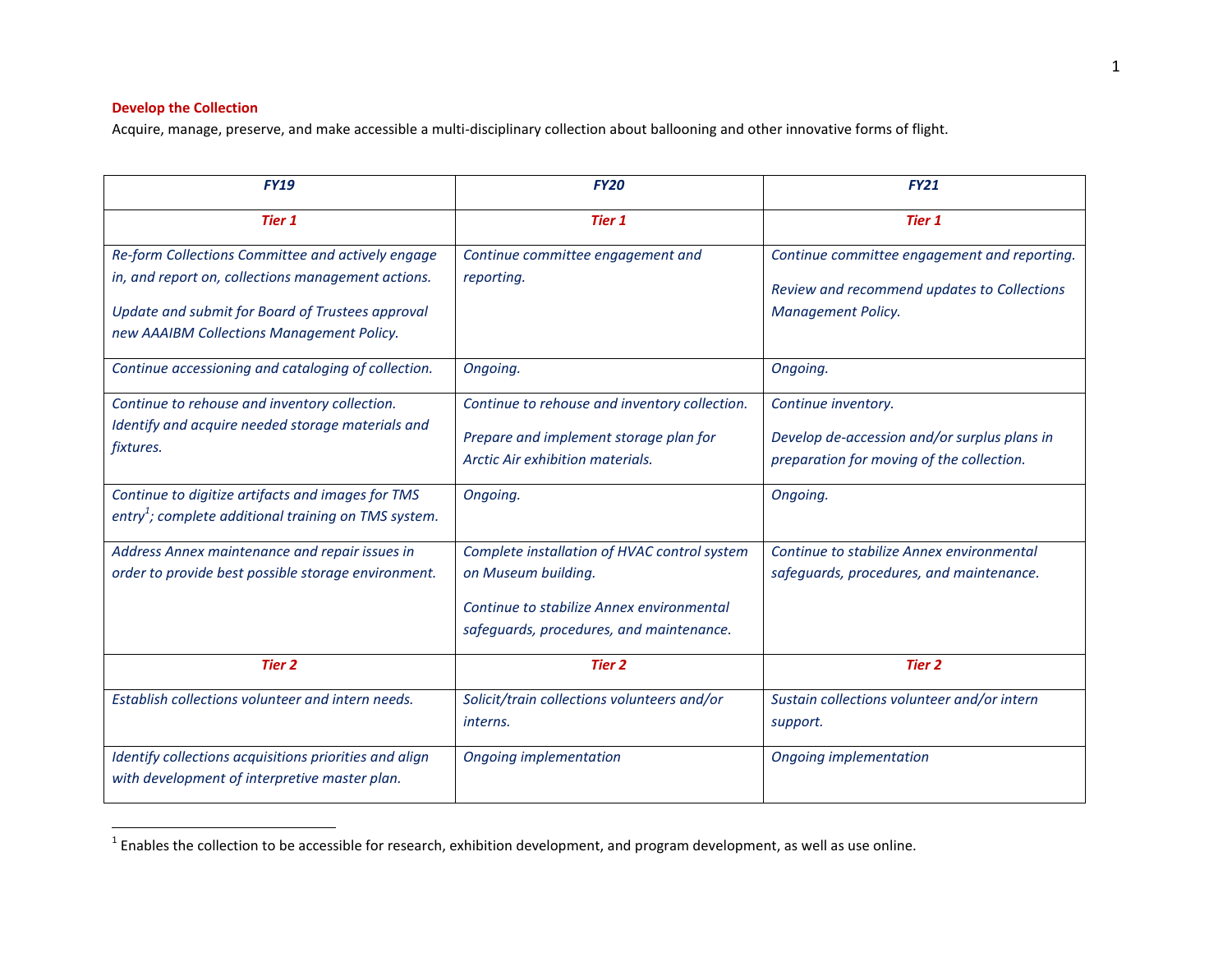## Develop the Collection

Acquire, manage, preserve, and make accessible a multi-disciplinary collection about ballooning and other innovative forms of flight.

| *FY19* | *FY20* | *FY21* |
| --- | --- | --- |
| *Tier 1* | *Tier 1* | *Tier 1* |
| *Re-form Collections Committee and actively engage in, and report on, collections management actions.*<br><br>*Update and submit for Board of Trustees approval new AAAIBM Collections Management Policy.* | *Continue committee engagement and reporting.* | *Continue committee engagement and reporting.*<br><br>*Review and recommend updates to Collections Management Policy.* |
| *Continue accessioning and cataloging of collection.* | *Ongoing.* | *Ongoing.* |
| *Continue to rehouse and inventory collection. Identify and acquire needed storage materials and fixtures.* | *Continue to rehouse and inventory collection.*<br><br>*Prepare and implement storage plan for Arctic Air exhibition materials.* | *Continue inventory.*<br><br>*Develop de-accession and/or surplus plans in preparation for moving of the collection.* |
| *Continue to digitize artifacts and images for TMS entry[1]; complete additional training on TMS system.* | *Ongoing.* | *Ongoing.* |
| *Address Annex maintenance and repair issues in order to provide best possible storage environment.* | *Complete installation of HVAC control system on Museum building.*<br><br>*Continue to stabilize Annex environmental safeguards, procedures, and maintenance.* | *Continue to stabilize Annex environmental safeguards, procedures, and maintenance.* |
| *Tier 2* | *Tier 2* | *Tier 2* |
| *Establish collections volunteer and intern needs.* | *Solicit/train collections volunteers and/or interns.* | *Sustain collections volunteer and/or intern support.* |
| *Identify collections acquisitions priorities and align with development of interpretive master plan.* | *Ongoing implementation* | *Ongoing implementation* |

[1] Enables the collection to be accessible for research, exhibition development, and program development, as well as use online.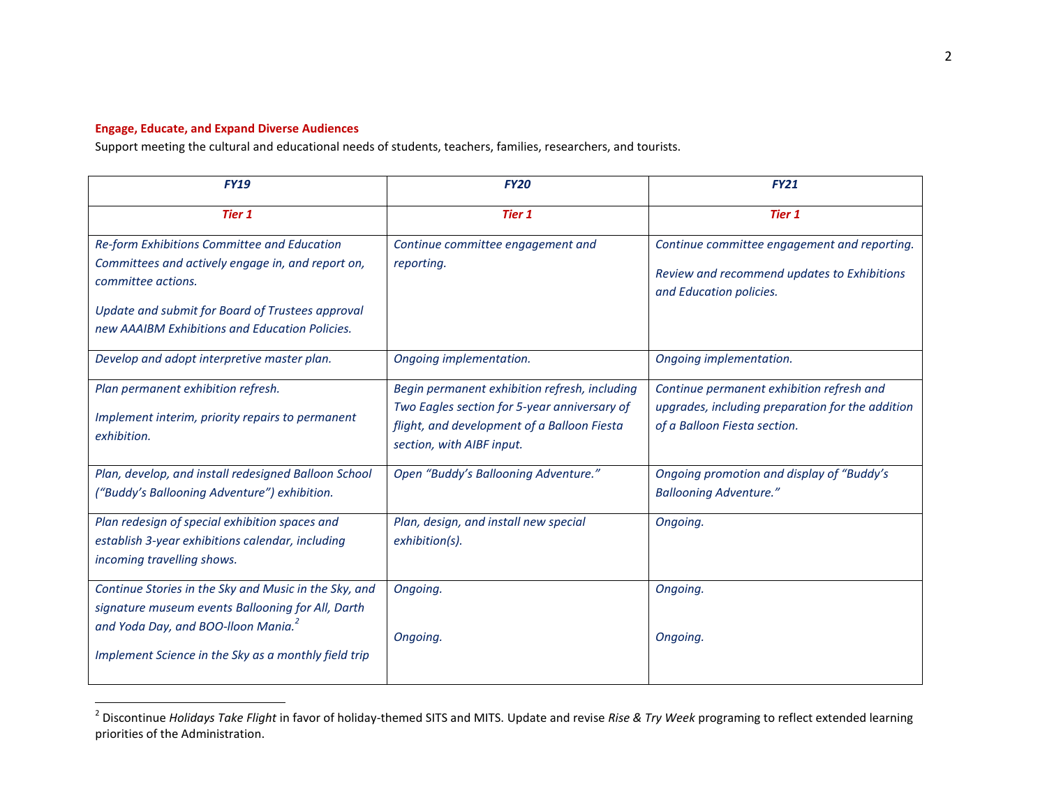**Engage, Educate, and Expand Diverse Audiences**

Support meeting the cultural and educational needs of students, teachers, families, researchers, and tourists.

| *FY19* | *FY20* | *FY21* |
|---|---|---|
| ***Tier 1*** | ***Tier 1*** | ***Tier 1*** |
| *Re-form Exhibitions Committee and Education Committees and actively engage in, and report on, committee actions.*<br><br>*Update and submit for Board of Trustees approval new AAAIBM Exhibitions and Education Policies.* | *Continue committee engagement and reporting.* | *Continue committee engagement and reporting.*<br><br>*Review and recommend updates to Exhibitions and Education policies.* |
| *Develop and adopt interpretive master plan.* | *Ongoing implementation.* | *Ongoing implementation.* |
| *Plan permanent exhibition refresh.*<br><br>*Implement interim, priority repairs to permanent exhibition.* | *Begin permanent exhibition refresh, including Two Eagles section for 5-year anniversary of flight, and development of a Balloon Fiesta section, with AIBF input.* | *Continue permanent exhibition refresh and upgrades, including preparation for the addition of a Balloon Fiesta section.* |
| *Plan, develop, and install redesigned Balloon School ("Buddy's Ballooning Adventure") exhibition.* | *Open "Buddy's Ballooning Adventure."* | *Ongoing promotion and display of "Buddy's Ballooning Adventure."* |
| *Plan redesign of special exhibition spaces and establish 3-year exhibitions calendar, including incoming travelling shows.* | *Plan, design, and install new special exhibition(s).* | *Ongoing.* |
| *Continue Stories in the Sky and Music in the Sky, and signature museum events Ballooning for All, Darth and Yoda Day, and BOO-lloon Mania.*[2]<br><br>*Implement Science in the Sky as a monthly field trip* | *Ongoing.*<br><br>*Ongoing.* | *Ongoing.*<br><br>*Ongoing.* |

[2] Discontinue *Holidays Take Flight* in favor of holiday-themed SITS and MITS. Update and revise *Rise & Try Week* programing to reflect extended learning priorities of the Administration.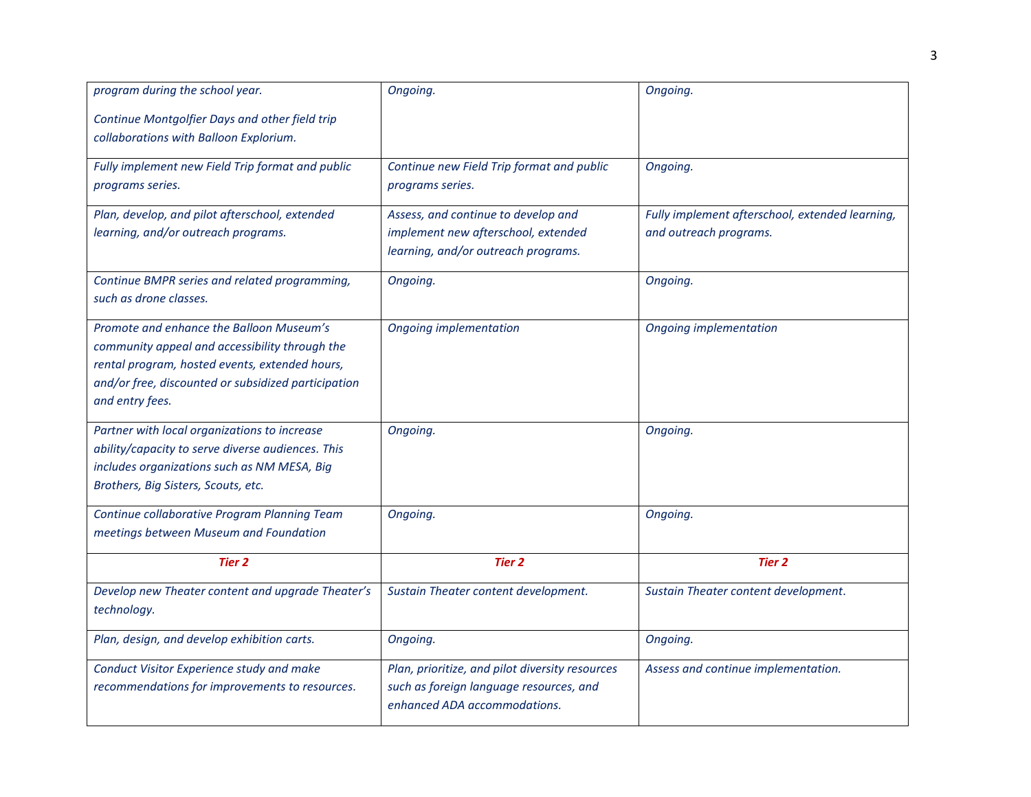| | | |
|---|---|---|
| *program during the school year.*<br><br>*Continue Montgolfier Days and other field trip collaborations with Balloon Explorium.* | *Ongoing.* | *Ongoing.* |
| *Fully implement new Field Trip format and public programs series.* | *Continue new Field Trip format and public programs series.* | *Ongoing.* |
| *Plan, develop, and pilot afterschool, extended learning, and/or outreach programs.* | *Assess, and continue to develop and implement new afterschool, extended learning, and/or outreach programs.* | *Fully implement afterschool, extended learning, and outreach programs.* |
| *Continue BMPR series and related programming, such as drone classes.* | *Ongoing.* | *Ongoing.* |
| *Promote and enhance the Balloon Museum's community appeal and accessibility through the rental program, hosted events, extended hours, and/or free, discounted or subsidized participation and entry fees.* | *Ongoing implementation* | *Ongoing implementation* |
| *Partner with local organizations to increase ability/capacity to serve diverse audiences. This includes organizations such as NM MESA, Big Brothers, Big Sisters, Scouts, etc.* | *Ongoing.* | *Ongoing.* |
| *Continue collaborative Program Planning Team meetings between Museum and Foundation* | *Ongoing.* | *Ongoing.* |
| ***Tier 2*** | ***Tier 2*** | ***Tier 2*** |
| *Develop new Theater content and upgrade Theater's technology.* | *Sustain Theater content development.* | *Sustain Theater content development.* |
| *Plan, design, and develop exhibition carts.* | *Ongoing.* | *Ongoing.* |
| *Conduct Visitor Experience study and make recommendations for improvements to resources.* | *Plan, prioritize, and pilot diversity resources such as foreign language resources, and enhanced ADA accommodations.* | *Assess and continue implementation.* |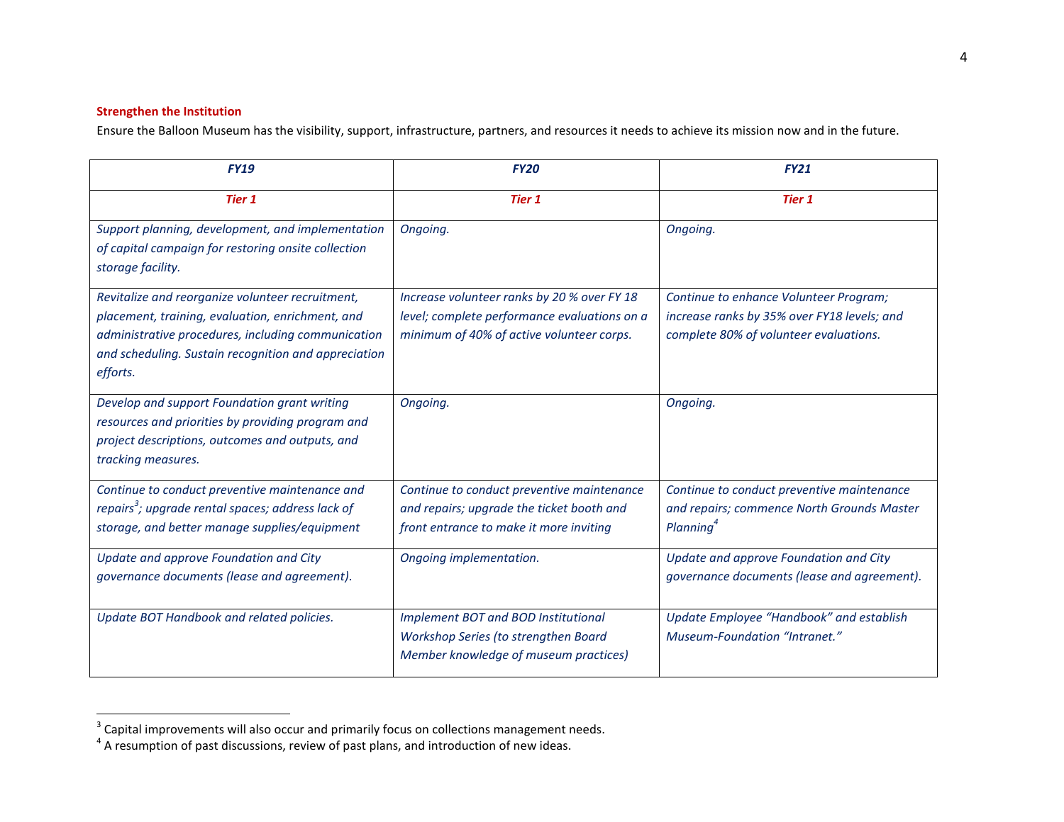**Strengthen the Institution**

Ensure the Balloon Museum has the visibility, support, infrastructure, partners, and resources it needs to achieve its mission now and in the future.

| *FY19* | *FY20* | *FY21* |
|---|---|---|
| *Tier 1* | *Tier 1* | *Tier 1* |
| *Support planning, development, and implementation of capital campaign for restoring onsite collection storage facility.* | *Ongoing.* | *Ongoing.* |
| *Revitalize and reorganize volunteer recruitment, placement, training, evaluation, enrichment, and administrative procedures, including communication and scheduling. Sustain recognition and appreciation efforts.* | *Increase volunteer ranks by 20 % over FY 18 level; complete performance evaluations on a minimum of 40% of active volunteer corps.* | *Continue to enhance Volunteer Program; increase ranks by 35% over FY18 levels; and complete 80% of volunteer evaluations.* |
| *Develop and support Foundation grant writing resources and priorities by providing program and project descriptions, outcomes and outputs, and tracking measures.* | *Ongoing.* | *Ongoing.* |
| *Continue to conduct preventive maintenance and repairs[3]; upgrade rental spaces; address lack of storage, and better manage supplies/equipment* | *Continue to conduct preventive maintenance and repairs; upgrade the ticket booth and front entrance to make it more inviting* | *Continue to conduct preventive maintenance and repairs; commence North Grounds Master Planning[4]* |
| *Update and approve Foundation and City governance documents (lease and agreement).* | *Ongoing implementation.* | *Update and approve Foundation and City governance documents (lease and agreement).* |
| *Update BOT Handbook and related policies.* | *Implement BOT and BOD Institutional Workshop Series (to strengthen Board Member knowledge of museum practices)* | *Update Employee "Handbook" and establish Museum-Foundation "Intranet."* |

[3] Capital improvements will also occur and primarily focus on collections management needs.

[4] A resumption of past discussions, review of past plans, and introduction of new ideas.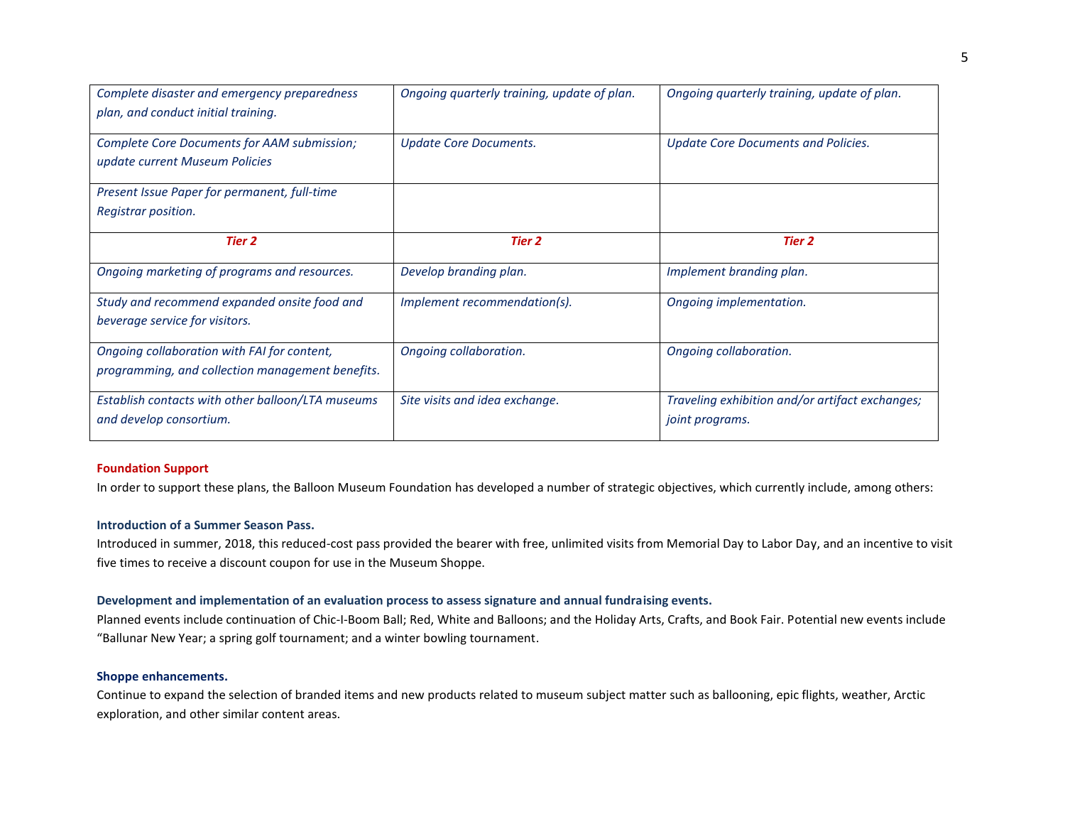| | | |
|---|---|---|
| *Complete disaster and emergency preparedness plan, and conduct initial training.* | *Ongoing quarterly training, update of plan.* | *Ongoing quarterly training, update of plan.* |
| *Complete Core Documents for AAM submission; update current Museum Policies* | *Update Core Documents.* | *Update Core Documents and Policies.* |
| *Present Issue Paper for permanent, full-time Registrar position.* | | |
| ***Tier 2*** | ***Tier 2*** | ***Tier 2*** |
| *Ongoing marketing of programs and resources.* | *Develop branding plan.* | *Implement branding plan.* |
| *Study and recommend expanded onsite food and beverage service for visitors.* | *Implement recommendation(s).* | *Ongoing implementation.* |
| *Ongoing collaboration with FAI for content, programming, and collection management benefits.* | *Ongoing collaboration.* | *Ongoing collaboration.* |
| *Establish contacts with other balloon/LTA museums and develop consortium.* | *Site visits and idea exchange.* | *Traveling exhibition and/or artifact exchanges; joint programs.* |

**Foundation Support**

In order to support these plans, the Balloon Museum Foundation has developed a number of strategic objectives, which currently include, among others:

**Introduction of a Summer Season Pass.**

Introduced in summer, 2018, this reduced-cost pass provided the bearer with free, unlimited visits from Memorial Day to Labor Day, and an incentive to visit five times to receive a discount coupon for use in the Museum Shoppe.

**Development and implementation of an evaluation process to assess signature and annual fundraising events.**

Planned events include continuation of Chic-I-Boom Ball; Red, White and Balloons; and the Holiday Arts, Crafts, and Book Fair. Potential new events include "Ballunar New Year; a spring golf tournament; and a winter bowling tournament.

**Shoppe enhancements.**

Continue to expand the selection of branded items and new products related to museum subject matter such as ballooning, epic flights, weather, Arctic exploration, and other similar content areas.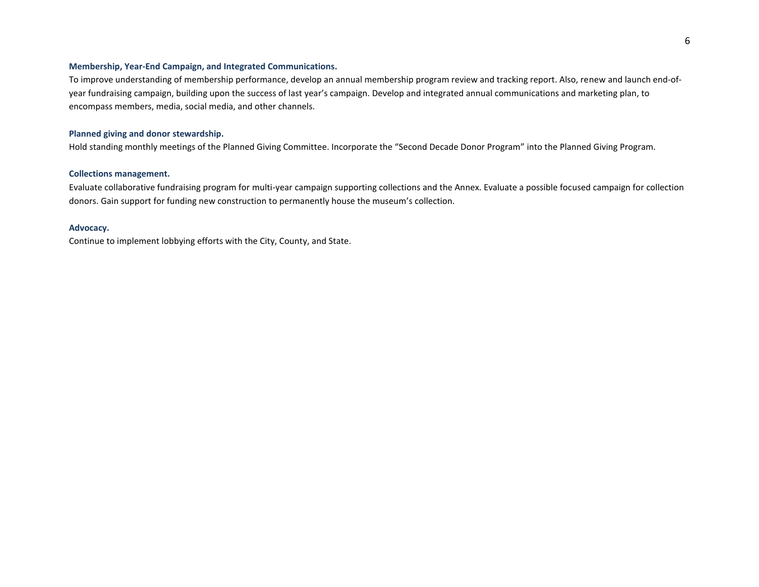**Membership, Year-End Campaign, and Integrated Communications.**

To improve understanding of membership performance, develop an annual membership program review and tracking report. Also, renew and launch end-of-year fundraising campaign, building upon the success of last year's campaign. Develop and integrated annual communications and marketing plan, to encompass members, media, social media, and other channels.

**Planned giving and donor stewardship.**

Hold standing monthly meetings of the Planned Giving Committee. Incorporate the "Second Decade Donor Program" into the Planned Giving Program.

**Collections management.**

Evaluate collaborative fundraising program for multi-year campaign supporting collections and the Annex. Evaluate a possible focused campaign for collection donors. Gain support for funding new construction to permanently house the museum's collection.

**Advocacy.**

Continue to implement lobbying efforts with the City, County, and State.